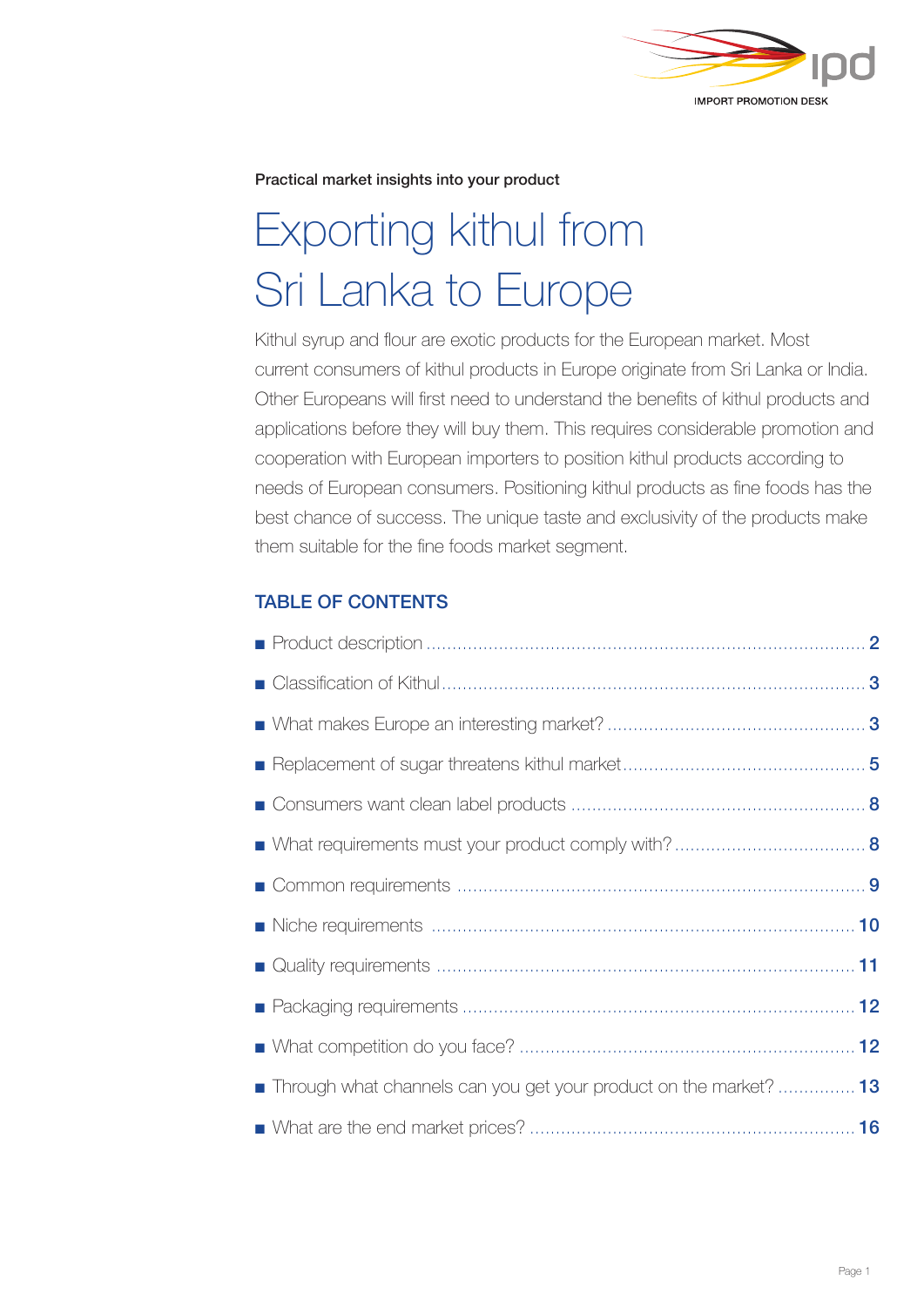Practical market insights into your product

# Exporting kithul from Sri Lanka to Europe

Kithul syrup and flour are exotic products for the European market. Most current consumers of kithul products in Europe originate from Sri Lanka or India. Other Europeans will first need to understand the benefits of kithul products and applications before they will buy them. This requires considerable promotion and cooperation with European importers to position kithul products according to needs of European consumers. Positioning kithul products as fine foods has the best chance of success. The unique taste and exclusivity of the products make them suitable for the fine foods market segment.

## TABLE OF CONTENTS

- Product description ........ 2
- Classification of Kithul ........ 3
- What makes Europe an interesting market? ........ 3
- Replacement of sugar threatens kithul market ........ 5
- Consumers want clean label products ........ 8
- What requirements must your product comply with? ........ 8
- Common requirements ........ 9
- Niche requirements ........ 10
- Quality requirements ........ 11
- Packaging requirements ........ 12
- What competition do you face? ........ 12
- Through what channels can you get your product on the market? ........ 13
- What are the end market prices? ........ 16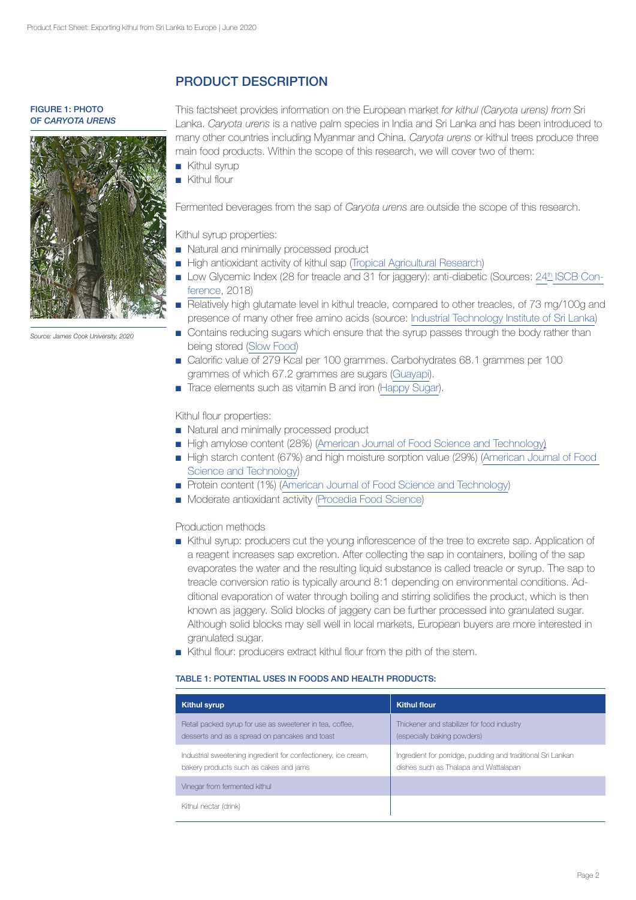## PRODUCT DESCRIPTION

**FIGURE 1: PHOTO OF *CARYOTA URENS***

*Source: James Cook University, 2020*

This factsheet provides information on the European market *for kithul (Caryota urens) from* Sri Lanka. *Caryota urens* is a native palm species in India and Sri Lanka and has been introduced to many other countries including Myanmar and China. *Caryota urens* or kithul trees produce three main food products. Within the scope of this research, we will cover two of them:

- Kithul syrup
- Kithul flour

Fermented beverages from the sap of *Caryota urens* are outside the scope of this research.

Kithul syrup properties:

- Natural and minimally processed product
- High antioxidant activity of kithul sap (Tropical Agricultural Research)
- Low Glycemic Index (28 for treacle and 31 for jaggery): anti-diabetic (Sources: 24th ISCB Conference, 2018)
- Relatively high glutamate level in kithul treacle, compared to other treacles, of 73 mg/100g and presence of many other free amino acids (source: Industrial Technology Institute of Sri Lanka)
- Contains reducing sugars which ensure that the syrup passes through the body rather than being stored (Slow Food)
- Calorific value of 279 Kcal per 100 grammes. Carbohydrates 68.1 grammes per 100 grammes of which 67.2 grammes are sugars (Guayapi).
- Trace elements such as vitamin B and iron (Happy Sugar).

Kithul flour properties:

- Natural and minimally processed product
- High amylose content (28%) (American Journal of Food Science and Technology)
- High starch content (67%) and high moisture sorption value (29%) (American Journal of Food Science and Technology)
- Protein content (1%) (American Journal of Food Science and Technology)
- Moderate antioxidant activity (Procedia Food Science)

Production methods

- Kithul syrup: producers cut the young inflorescence of the tree to excrete sap. Application of a reagent increases sap excretion. After collecting the sap in containers, boiling of the sap evaporates the water and the resulting liquid substance is called treacle or syrup. The sap to treacle conversion ratio is typically around 8:1 depending on environmental conditions. Additional evaporation of water through boiling and stirring solidifies the product, which is then known as jaggery. Solid blocks of jaggery can be further processed into granulated sugar. Although solid blocks may sell well in local markets, European buyers are more interested in granulated sugar.
- Kithul flour: producers extract kithul flour from the pith of the stem.

**TABLE 1: POTENTIAL USES IN FOODS AND HEALTH PRODUCTS:**

| Kithul syrup | Kithul flour |
|---|---|
| Retail packed syrup for use as sweetener in tea, coffee, desserts and as a spread on pancakes and toast | Thickener and stabilizer for food industry (especially baking powders) |
| Industrial sweetening ingredient for confectionery, ice cream, bakery products such as cakes and jams | Ingredient for porridge, pudding and traditional Sri Lankan dishes such as Thalapa and Wattalapan |
| Vinegar from fermented kithul | |
| Kithul nectar (drink) | |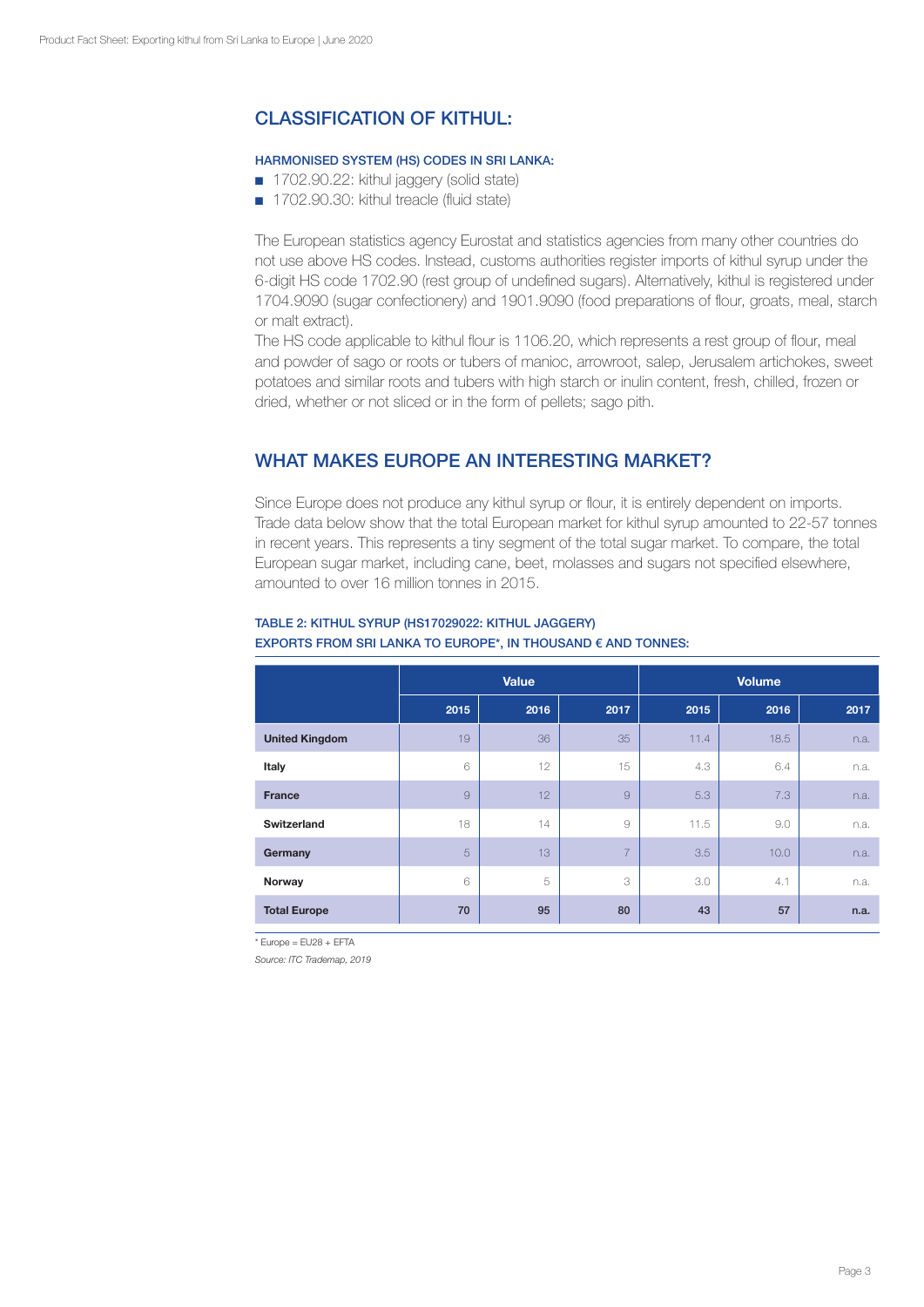## CLASSIFICATION OF KITHUL:

### HARMONISED SYSTEM (HS) CODES IN SRI LANKA:

- 1702.90.22: kithul jaggery (solid state)
- 1702.90.30: kithul treacle (fluid state)

The European statistics agency Eurostat and statistics agencies from many other countries do not use above HS codes. Instead, customs authorities register imports of kithul syrup under the 6-digit HS code 1702.90 (rest group of undefined sugars). Alternatively, kithul is registered under 1704.9090 (sugar confectionery) and 1901.9090 (food preparations of flour, groats, meal, starch or malt extract).

The HS code applicable to kithul flour is 1106.20, which represents a rest group of flour, meal and powder of sago or roots or tubers of manioc, arrowroot, salep, Jerusalem artichokes, sweet potatoes and similar roots and tubers with high starch or inulin content, fresh, chilled, frozen or dried, whether or not sliced or in the form of pellets; sago pith.

## WHAT MAKES EUROPE AN INTERESTING MARKET?

Since Europe does not produce any kithul syrup or flour, it is entirely dependent on imports. Trade data below show that the total European market for kithul syrup amounted to 22-57 tonnes in recent years. This represents a tiny segment of the total sugar market. To compare, the total European sugar market, including cane, beet, molasses and sugars not specified elsewhere, amounted to over 16 million tonnes in 2015.

### TABLE 2: KITHUL SYRUP (HS17029022: KITHUL JAGGERY) EXPORTS FROM SRI LANKA TO EUROPE*, IN THOUSAND € AND TONNES:

| | Value | | | Volume | | |
|---|---|---|---|---|---|---|
| | 2015 | 2016 | 2017 | 2015 | 2016 | 2017 |
| **United Kingdom** | 19 | 36 | 35 | 11.4 | 18.5 | n.a. |
| **Italy** | 6 | 12 | 15 | 4.3 | 6.4 | n.a. |
| **France** | 9 | 12 | 9 | 5.3 | 7.3 | n.a. |
| **Switzerland** | 18 | 14 | 9 | 11.5 | 9.0 | n.a. |
| **Germany** | 5 | 13 | 7 | 3.5 | 10.0 | n.a. |
| **Norway** | 6 | 5 | 3 | 3.0 | 4.1 | n.a. |
| **Total Europe** | **70** | **95** | **80** | **43** | **57** | **n.a.** |

\* Europe = EU28 + EFTA

*Source: ITC Trademap, 2019*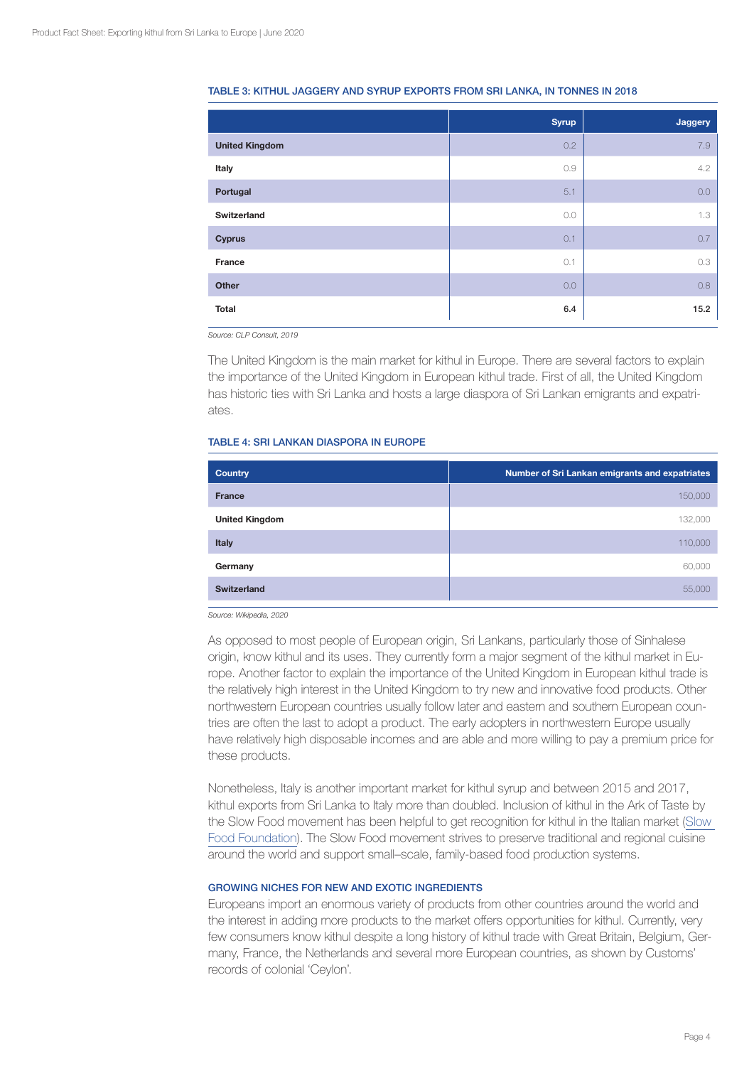#### TABLE 3: KITHUL JAGGERY AND SYRUP EXPORTS FROM SRI LANKA, IN TONNES IN 2018

| | Syrup | Jaggery |
|---|---|---|
| **United Kingdom** | 0.2 | 7.9 |
| **Italy** | 0.9 | 4.2 |
| **Portugal** | 5.1 | 0.0 |
| **Switzerland** | 0.0 | 1.3 |
| **Cyprus** | 0.1 | 0.7 |
| **France** | 0.1 | 0.3 |
| **Other** | 0.0 | 0.8 |
| **Total** | **6.4** | **15.2** |

*Source: CLP Consult, 2019*

The United Kingdom is the main market for kithul in Europe. There are several factors to explain the importance of the United Kingdom in European kithul trade. First of all, the United Kingdom has historic ties with Sri Lanka and hosts a large diaspora of Sri Lankan emigrants and expatriates.

#### TABLE 4: SRI LANKAN DIASPORA IN EUROPE

| Country | Number of Sri Lankan emigrants and expatriates |
|---|---|
| **France** | 150,000 |
| **United Kingdom** | 132,000 |
| **Italy** | 110,000 |
| **Germany** | 60,000 |
| **Switzerland** | 55,000 |

*Source: Wikipedia, 2020*

As opposed to most people of European origin, Sri Lankans, particularly those of Sinhalese origin, know kithul and its uses. They currently form a major segment of the kithul market in Europe. Another factor to explain the importance of the United Kingdom in European kithul trade is the relatively high interest in the United Kingdom to try new and innovative food products. Other northwestern European countries usually follow later and eastern and southern European countries are often the last to adopt a product. The early adopters in northwestern Europe usually have relatively high disposable incomes and are able and more willing to pay a premium price for these products.

Nonetheless, Italy is another important market for kithul syrup and between 2015 and 2017, kithul exports from Sri Lanka to Italy more than doubled. Inclusion of kithul in the Ark of Taste by the Slow Food movement has been helpful to get recognition for kithul in the Italian market (Slow Food Foundation). The Slow Food movement strives to preserve traditional and regional cuisine around the world and support small–scale, family-based food production systems.

#### GROWING NICHES FOR NEW AND EXOTIC INGREDIENTS

Europeans import an enormous variety of products from other countries around the world and the interest in adding more products to the market offers opportunities for kithul. Currently, very few consumers know kithul despite a long history of kithul trade with Great Britain, Belgium, Germany, France, the Netherlands and several more European countries, as shown by Customs' records of colonial 'Ceylon'.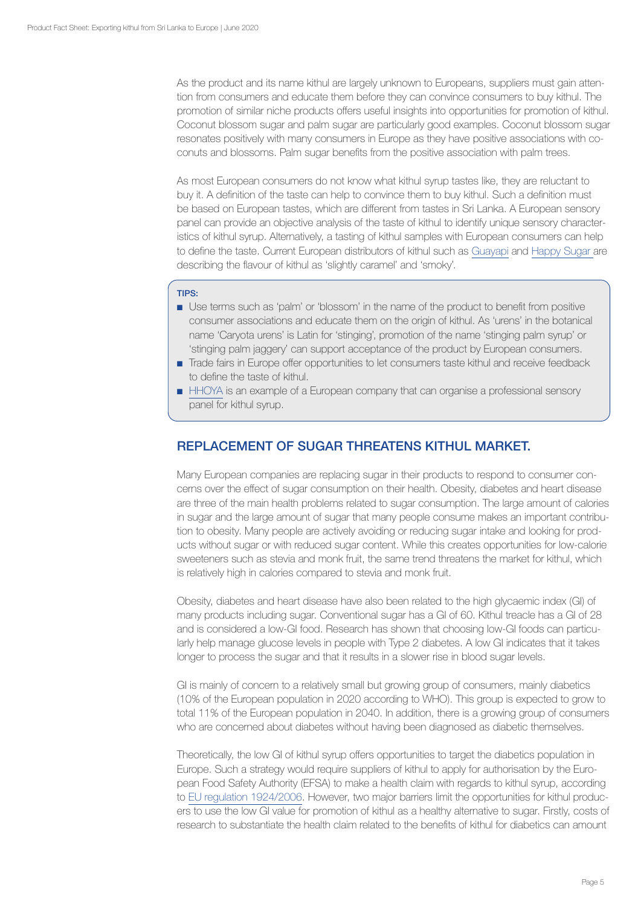As the product and its name kithul are largely unknown to Europeans, suppliers must gain attention from consumers and educate them before they can convince consumers to buy kithul. The promotion of similar niche products offers useful insights into opportunities for promotion of kithul. Coconut blossom sugar and palm sugar are particularly good examples. Coconut blossom sugar resonates positively with many consumers in Europe as they have positive associations with coconuts and blossoms. Palm sugar benefits from the positive association with palm trees.

As most European consumers do not know what kithul syrup tastes like, they are reluctant to buy it. A definition of the taste can help to convince them to buy kithul. Such a definition must be based on European tastes, which are different from tastes in Sri Lanka. A European sensory panel can provide an objective analysis of the taste of kithul to identify unique sensory characteristics of kithul syrup. Alternatively, a tasting of kithul samples with European consumers can help to define the taste. Current European distributors of kithul such as Guayapi and Happy Sugar are describing the flavour of kithul as 'slightly caramel' and 'smoky'.

**TIPS:**

- Use terms such as 'palm' or 'blossom' in the name of the product to benefit from positive consumer associations and educate them on the origin of kithul. As 'urens' in the botanical name 'Caryota urens' is Latin for 'stinging', promotion of the name 'stinging palm syrup' or 'stinging palm jaggery' can support acceptance of the product by European consumers.
- Trade fairs in Europe offer opportunities to let consumers taste kithul and receive feedback to define the taste of kithul.
- HHOYA is an example of a European company that can organise a professional sensory panel for kithul syrup.

## REPLACEMENT OF SUGAR THREATENS KITHUL MARKET.

Many European companies are replacing sugar in their products to respond to consumer concerns over the effect of sugar consumption on their health. Obesity, diabetes and heart disease are three of the main health problems related to sugar consumption. The large amount of calories in sugar and the large amount of sugar that many people consume makes an important contribution to obesity. Many people are actively avoiding or reducing sugar intake and looking for products without sugar or with reduced sugar content. While this creates opportunities for low-calorie sweeteners such as stevia and monk fruit, the same trend threatens the market for kithul, which is relatively high in calories compared to stevia and monk fruit.

Obesity, diabetes and heart disease have also been related to the high glycaemic index (GI) of many products including sugar. Conventional sugar has a GI of 60. Kithul treacle has a GI of 28 and is considered a low-GI food. Research has shown that choosing low-GI foods can particularly help manage glucose levels in people with Type 2 diabetes. A low GI indicates that it takes longer to process the sugar and that it results in a slower rise in blood sugar levels.

GI is mainly of concern to a relatively small but growing group of consumers, mainly diabetics (10% of the European population in 2020 according to WHO). This group is expected to grow to total 11% of the European population in 2040. In addition, there is a growing group of consumers who are concerned about diabetes without having been diagnosed as diabetic themselves.

Theoretically, the low GI of kithul syrup offers opportunities to target the diabetics population in Europe. Such a strategy would require suppliers of kithul to apply for authorisation by the European Food Safety Authority (EFSA) to make a health claim with regards to kithul syrup, according to EU regulation 1924/2006. However, two major barriers limit the opportunities for kithul producers to use the low GI value for promotion of kithul as a healthy alternative to sugar. Firstly, costs of research to substantiate the health claim related to the benefits of kithul for diabetics can amount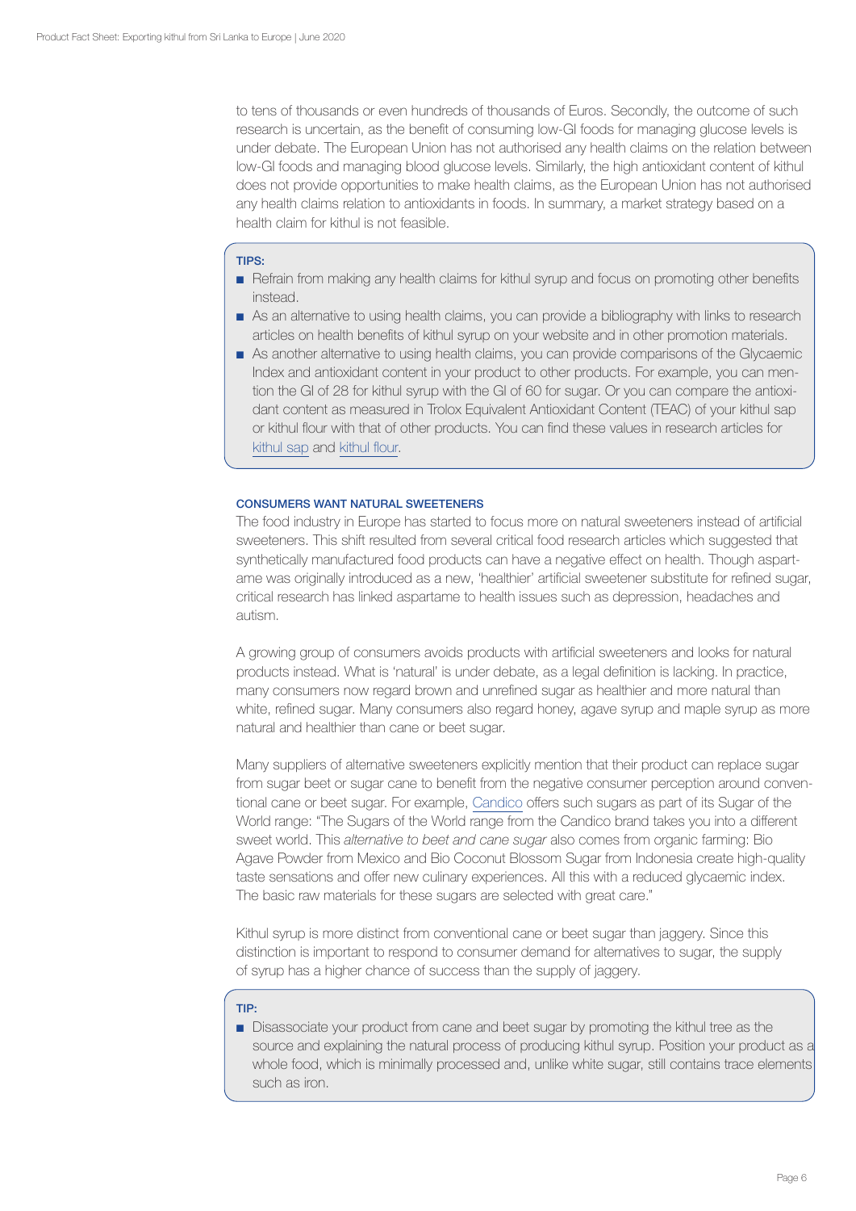to tens of thousands or even hundreds of thousands of Euros. Secondly, the outcome of such research is uncertain, as the benefit of consuming low-GI foods for managing glucose levels is under debate. The European Union has not authorised any health claims on the relation between low-GI foods and managing blood glucose levels. Similarly, the high antioxidant content of kithul does not provide opportunities to make health claims, as the European Union has not authorised any health claims relation to antioxidants in foods. In summary, a market strategy based on a health claim for kithul is not feasible.

**TIPS:**

- Refrain from making any health claims for kithul syrup and focus on promoting other benefits instead.
- As an alternative to using health claims, you can provide a bibliography with links to research articles on health benefits of kithul syrup on your website and in other promotion materials.
- As another alternative to using health claims, you can provide comparisons of the Glycaemic Index and antioxidant content in your product to other products. For example, you can mention the GI of 28 for kithul syrup with the GI of 60 for sugar. Or you can compare the antioxidant content as measured in Trolox Equivalent Antioxidant Content (TEAC) of your kithul sap or kithul flour with that of other products. You can find these values in research articles for kithul sap and kithul flour.

### CONSUMERS WANT NATURAL SWEETENERS

The food industry in Europe has started to focus more on natural sweeteners instead of artificial sweeteners. This shift resulted from several critical food research articles which suggested that synthetically manufactured food products can have a negative effect on health. Though aspartame was originally introduced as a new, 'healthier' artificial sweetener substitute for refined sugar, critical research has linked aspartame to health issues such as depression, headaches and autism.

A growing group of consumers avoids products with artificial sweeteners and looks for natural products instead. What is 'natural' is under debate, as a legal definition is lacking. In practice, many consumers now regard brown and unrefined sugar as healthier and more natural than white, refined sugar. Many consumers also regard honey, agave syrup and maple syrup as more natural and healthier than cane or beet sugar.

Many suppliers of alternative sweeteners explicitly mention that their product can replace sugar from sugar beet or sugar cane to benefit from the negative consumer perception around conventional cane or beet sugar. For example, Candico offers such sugars as part of its Sugar of the World range: "The Sugars of the World range from the Candico brand takes you into a different sweet world. This *alternative to beet and cane sugar* also comes from organic farming: Bio Agave Powder from Mexico and Bio Coconut Blossom Sugar from Indonesia create high-quality taste sensations and offer new culinary experiences. All this with a reduced glycaemic index. The basic raw materials for these sugars are selected with great care."

Kithul syrup is more distinct from conventional cane or beet sugar than jaggery. Since this distinction is important to respond to consumer demand for alternatives to sugar, the supply of syrup has a higher chance of success than the supply of jaggery.

**TIP:**

- Disassociate your product from cane and beet sugar by promoting the kithul tree as the source and explaining the natural process of producing kithul syrup. Position your product as a whole food, which is minimally processed and, unlike white sugar, still contains trace elements such as iron.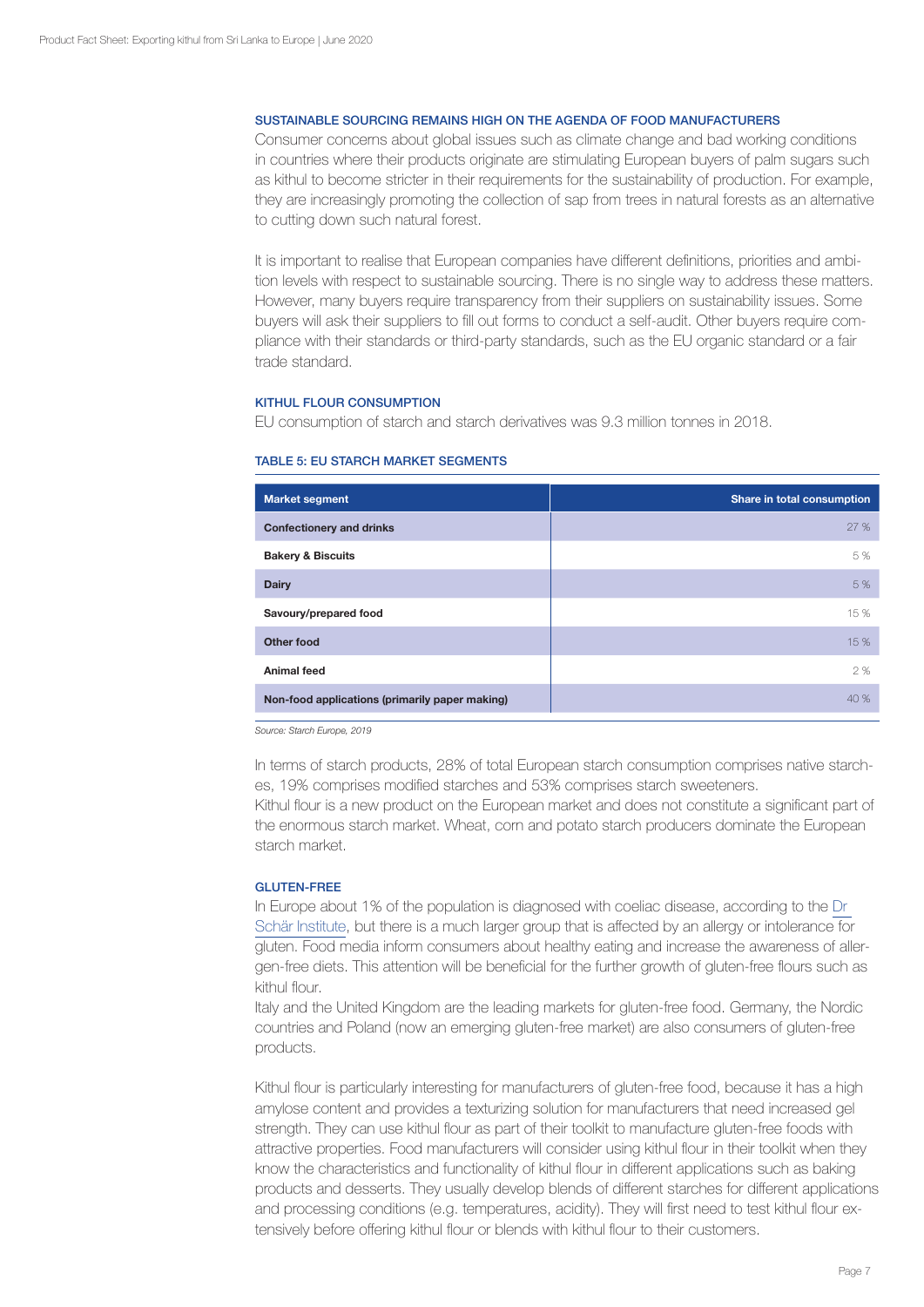### SUSTAINABLE SOURCING REMAINS HIGH ON THE AGENDA OF FOOD MANUFACTURERS

Consumer concerns about global issues such as climate change and bad working conditions in countries where their products originate are stimulating European buyers of palm sugars such as kithul to become stricter in their requirements for the sustainability of production. For example, they are increasingly promoting the collection of sap from trees in natural forests as an alternative to cutting down such natural forest.

It is important to realise that European companies have different definitions, priorities and ambition levels with respect to sustainable sourcing. There is no single way to address these matters. However, many buyers require transparency from their suppliers on sustainability issues. Some buyers will ask their suppliers to fill out forms to conduct a self-audit. Other buyers require compliance with their standards or third-party standards, such as the EU organic standard or a fair trade standard.

### KITHUL FLOUR CONSUMPTION

EU consumption of starch and starch derivatives was 9.3 million tonnes in 2018.

#### TABLE 5: EU STARCH MARKET SEGMENTS

| Market segment | Share in total consumption |
|---|---|
| Confectionery and drinks | 27 % |
| Bakery & Biscuits | 5 % |
| Dairy | 5 % |
| Savoury/prepared food | 15 % |
| Other food | 15 % |
| Animal feed | 2 % |
| Non-food applications (primarily paper making) | 40 % |

*Source: Starch Europe, 2019*

In terms of starch products, 28% of total European starch consumption comprises native starches, 19% comprises modified starches and 53% comprises starch sweeteners.
Kithul flour is a new product on the European market and does not constitute a significant part of the enormous starch market. Wheat, corn and potato starch producers dominate the European starch market.

### GLUTEN-FREE

In Europe about 1% of the population is diagnosed with coeliac disease, according to the Dr Schär Institute, but there is a much larger group that is affected by an allergy or intolerance for gluten. Food media inform consumers about healthy eating and increase the awareness of allergen-free diets. This attention will be beneficial for the further growth of gluten-free flours such as kithul flour.
Italy and the United Kingdom are the leading markets for gluten-free food. Germany, the Nordic countries and Poland (now an emerging gluten-free market) are also consumers of gluten-free products.

Kithul flour is particularly interesting for manufacturers of gluten-free food, because it has a high amylose content and provides a texturizing solution for manufacturers that need increased gel strength. They can use kithul flour as part of their toolkit to manufacture gluten-free foods with attractive properties. Food manufacturers will consider using kithul flour in their toolkit when they know the characteristics and functionality of kithul flour in different applications such as baking products and desserts. They usually develop blends of different starches for different applications and processing conditions (e.g. temperatures, acidity). They will first need to test kithul flour extensively before offering kithul flour or blends with kithul flour to their customers.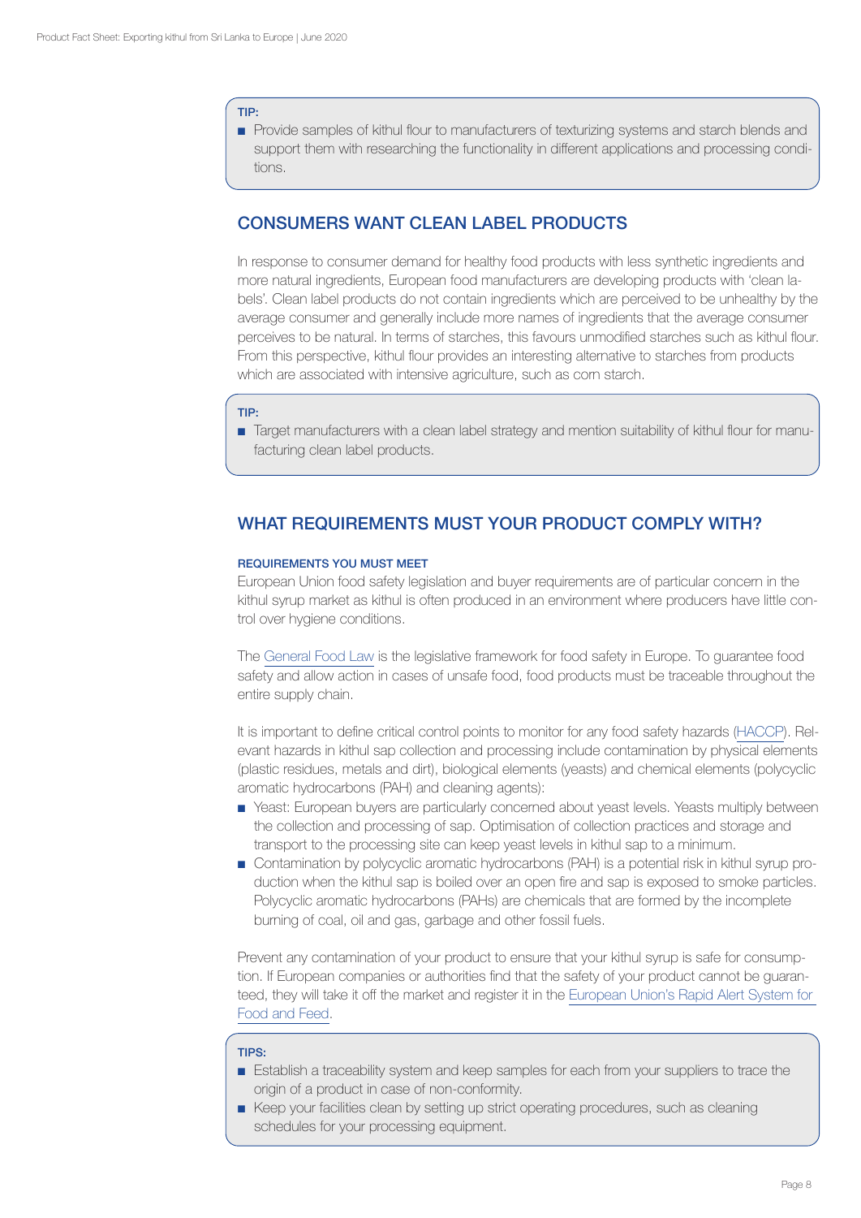**TIP:**

- Provide samples of kithul flour to manufacturers of texturizing systems and starch blends and support them with researching the functionality in different applications and processing conditions.

## CONSUMERS WANT CLEAN LABEL PRODUCTS

In response to consumer demand for healthy food products with less synthetic ingredients and more natural ingredients, European food manufacturers are developing products with 'clean labels'. Clean label products do not contain ingredients which are perceived to be unhealthy by the average consumer and generally include more names of ingredients that the average consumer perceives to be natural. In terms of starches, this favours unmodified starches such as kithul flour. From this perspective, kithul flour provides an interesting alternative to starches from products which are associated with intensive agriculture, such as corn starch.

**TIP:**

- Target manufacturers with a clean label strategy and mention suitability of kithul flour for manufacturing clean label products.

## WHAT REQUIREMENTS MUST YOUR PRODUCT COMPLY WITH?

### REQUIREMENTS YOU MUST MEET

European Union food safety legislation and buyer requirements are of particular concern in the kithul syrup market as kithul is often produced in an environment where producers have little control over hygiene conditions.

The General Food Law is the legislative framework for food safety in Europe. To guarantee food safety and allow action in cases of unsafe food, food products must be traceable throughout the entire supply chain.

It is important to define critical control points to monitor for any food safety hazards (HACCP). Relevant hazards in kithul sap collection and processing include contamination by physical elements (plastic residues, metals and dirt), biological elements (yeasts) and chemical elements (polycyclic aromatic hydrocarbons (PAH) and cleaning agents):

- Yeast: European buyers are particularly concerned about yeast levels. Yeasts multiply between the collection and processing of sap. Optimisation of collection practices and storage and transport to the processing site can keep yeast levels in kithul sap to a minimum.
- Contamination by polycyclic aromatic hydrocarbons (PAH) is a potential risk in kithul syrup production when the kithul sap is boiled over an open fire and sap is exposed to smoke particles. Polycyclic aromatic hydrocarbons (PAHs) are chemicals that are formed by the incomplete burning of coal, oil and gas, garbage and other fossil fuels.

Prevent any contamination of your product to ensure that your kithul syrup is safe for consumption. If European companies or authorities find that the safety of your product cannot be guaranteed, they will take it off the market and register it in the European Union's Rapid Alert System for Food and Feed.

**TIPS:**

- Establish a traceability system and keep samples for each from your suppliers to trace the origin of a product in case of non-conformity.
- Keep your facilities clean by setting up strict operating procedures, such as cleaning schedules for your processing equipment.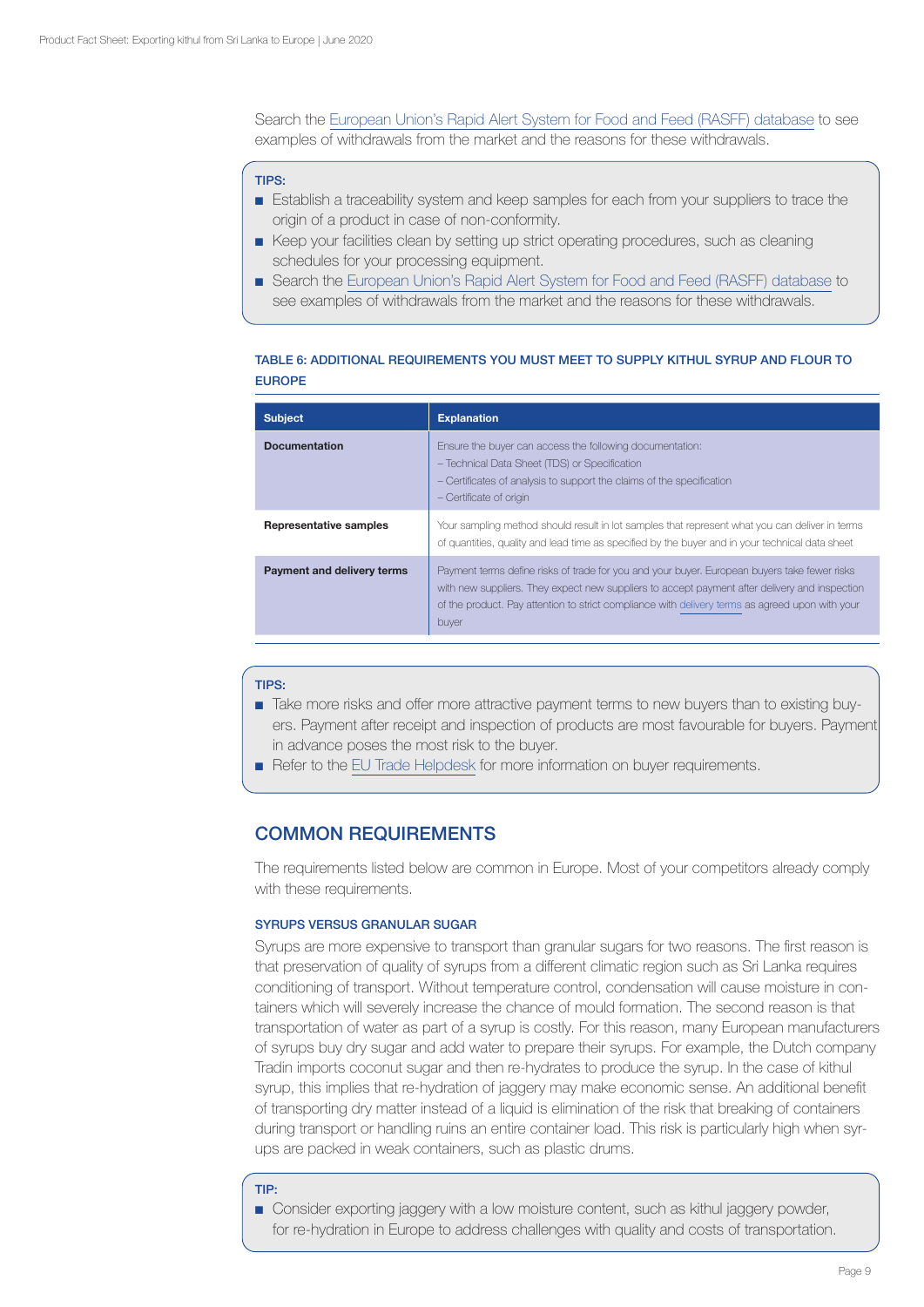Search the European Union's Rapid Alert System for Food and Feed (RASFF) database to see examples of withdrawals from the market and the reasons for these withdrawals.

**TIPS:**

- Establish a traceability system and keep samples for each from your suppliers to trace the origin of a product in case of non-conformity.
- Keep your facilities clean by setting up strict operating procedures, such as cleaning schedules for your processing equipment.
- Search the European Union's Rapid Alert System for Food and Feed (RASFF) database to see examples of withdrawals from the market and the reasons for these withdrawals.

**TABLE 6: ADDITIONAL REQUIREMENTS YOU MUST MEET TO SUPPLY KITHUL SYRUP AND FLOUR TO EUROPE**

| Subject | Explanation |
| --- | --- |
| **Documentation** | Ensure the buyer can access the following documentation:<br>– Technical Data Sheet (TDS) or Specification<br>– Certificates of analysis to support the claims of the specification<br>– Certificate of origin |
| **Representative samples** | Your sampling method should result in lot samples that represent what you can deliver in terms of quantities, quality and lead time as specified by the buyer and in your technical data sheet |
| **Payment and delivery terms** | Payment terms define risks of trade for you and your buyer. European buyers take fewer risks with new suppliers. They expect new suppliers to accept payment after delivery and inspection of the product. Pay attention to strict compliance with delivery terms as agreed upon with your buyer |

**TIPS:**

- Take more risks and offer more attractive payment terms to new buyers than to existing buyers. Payment after receipt and inspection of products are most favourable for buyers. Payment in advance poses the most risk to the buyer.
- Refer to the EU Trade Helpdesk for more information on buyer requirements.

## COMMON REQUIREMENTS

The requirements listed below are common in Europe. Most of your competitors already comply with these requirements.

### SYRUPS VERSUS GRANULAR SUGAR

Syrups are more expensive to transport than granular sugars for two reasons. The first reason is that preservation of quality of syrups from a different climatic region such as Sri Lanka requires conditioning of transport. Without temperature control, condensation will cause moisture in containers which will severely increase the chance of mould formation. The second reason is that transportation of water as part of a syrup is costly. For this reason, many European manufacturers of syrups buy dry sugar and add water to prepare their syrups. For example, the Dutch company Tradin imports coconut sugar and then re-hydrates to produce the syrup. In the case of kithul syrup, this implies that re-hydration of jaggery may make economic sense. An additional benefit of transporting dry matter instead of a liquid is elimination of the risk that breaking of containers during transport or handling ruins an entire container load. This risk is particularly high when syrups are packed in weak containers, such as plastic drums.

**TIP:**

- Consider exporting jaggery with a low moisture content, such as kithul jaggery powder, for re-hydration in Europe to address challenges with quality and costs of transportation.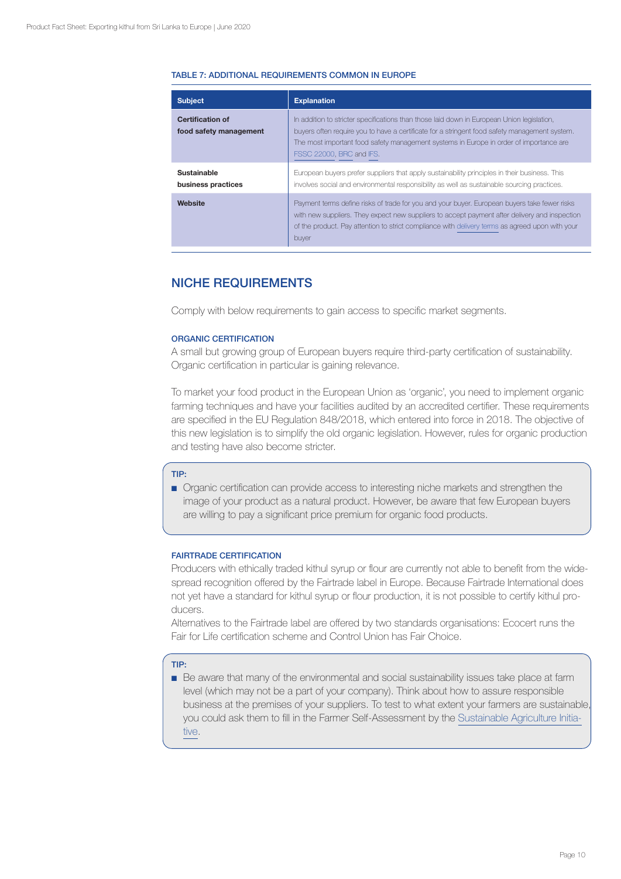**TABLE 7: ADDITIONAL REQUIREMENTS COMMON IN EUROPE**

| Subject | Explanation |
| --- | --- |
| **Certification of food safety management** | In addition to stricter specifications than those laid down in European Union legislation, buyers often require you to have a certificate for a stringent food safety management system. The most important food safety management systems in Europe in order of importance are FSSC 22000, BRC and IFS. |
| **Sustainable business practices** | European buyers prefer suppliers that apply sustainability principles in their business. This involves social and environmental responsibility as well as sustainable sourcing practices. |
| **Website** | Payment terms define risks of trade for you and your buyer. European buyers take fewer risks with new suppliers. They expect new suppliers to accept payment after delivery and inspection of the product. Pay attention to strict compliance with delivery terms as agreed upon with your buyer |

## NICHE REQUIREMENTS

Comply with below requirements to gain access to specific market segments.

### ORGANIC CERTIFICATION

A small but growing group of European buyers require third-party certification of sustainability. Organic certification in particular is gaining relevance.

To market your food product in the European Union as 'organic', you need to implement organic farming techniques and have your facilities audited by an accredited certifier. These requirements are specified in the EU Regulation 848/2018, which entered into force in 2018. The objective of this new legislation is to simplify the old organic legislation. However, rules for organic production and testing have also become stricter.

**TIP:**

- Organic certification can provide access to interesting niche markets and strengthen the image of your product as a natural product. However, be aware that few European buyers are willing to pay a significant price premium for organic food products.

### FAIRTRADE CERTIFICATION

Producers with ethically traded kithul syrup or flour are currently not able to benefit from the widespread recognition offered by the Fairtrade label in Europe. Because Fairtrade International does not yet have a standard for kithul syrup or flour production, it is not possible to certify kithul producers.

Alternatives to the Fairtrade label are offered by two standards organisations: Ecocert runs the Fair for Life certification scheme and Control Union has Fair Choice.

**TIP:**

- Be aware that many of the environmental and social sustainability issues take place at farm level (which may not be a part of your company). Think about how to assure responsible business at the premises of your suppliers. To test to what extent your farmers are sustainable, you could ask them to fill in the Farmer Self-Assessment by the Sustainable Agriculture Initiative.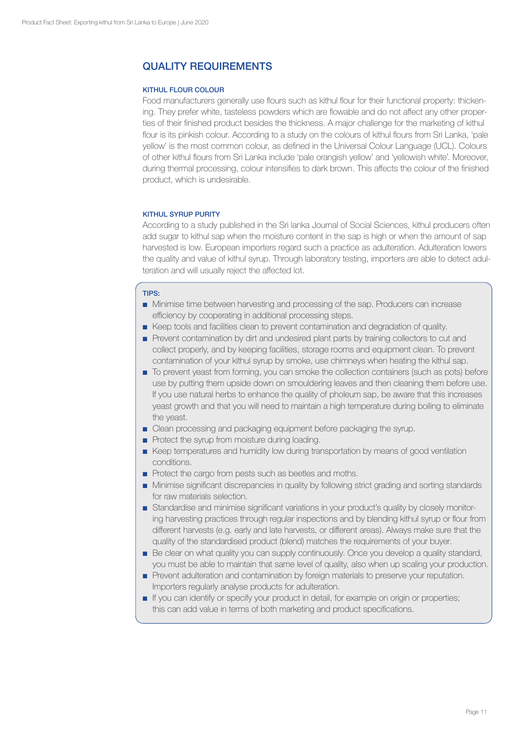## QUALITY REQUIREMENTS

### KITHUL FLOUR COLOUR

Food manufacturers generally use flours such as kithul flour for their functional property: thickening. They prefer white, tasteless powders which are flowable and do not affect any other properties of their finished product besides the thickness. A major challenge for the marketing of kithul flour is its pinkish colour. According to a study on the colours of kithul flours from Sri Lanka, 'pale yellow' is the most common colour, as defined in the Universal Colour Language (UCL). Colours of other kithul flours from Sri Lanka include 'pale orangish yellow' and 'yellowish white'. Moreover, during thermal processing, colour intensifies to dark brown. This affects the colour of the finished product, which is undesirable.

### KITHUL SYRUP PURITY

According to a study published in the Sri lanka Journal of Social Sciences, kithul producers often add sugar to kithul sap when the moisture content in the sap is high or when the amount of sap harvested is low. European importers regard such a practice as adulteration. Adulteration lowers the quality and value of kithul syrup. Through laboratory testing, importers are able to detect adulteration and will usually reject the affected lot.

**TIPS:**

- Minimise time between harvesting and processing of the sap. Producers can increase efficiency by cooperating in additional processing steps.
- Keep tools and facilities clean to prevent contamination and degradation of quality.
- Prevent contamination by dirt and undesired plant parts by training collectors to cut and collect properly, and by keeping facilities, storage rooms and equipment clean. To prevent contamination of your kithul syrup by smoke, use chimneys when heating the kithul sap.
- To prevent yeast from forming, you can smoke the collection containers (such as pots) before use by putting them upside down on smouldering leaves and then cleaning them before use. If you use natural herbs to enhance the quality of pholeum sap, be aware that this increases yeast growth and that you will need to maintain a high temperature during boiling to eliminate the yeast.
- Clean processing and packaging equipment before packaging the syrup.
- Protect the syrup from moisture during loading.
- Keep temperatures and humidity low during transportation by means of good ventilation conditions.
- Protect the cargo from pests such as beetles and moths.
- Minimise significant discrepancies in quality by following strict grading and sorting standards for raw materials selection.
- Standardise and minimise significant variations in your product's quality by closely monitoring harvesting practices through regular inspections and by blending kithul syrup or flour from different harvests (e.g. early and late harvests, or different areas). Always make sure that the quality of the standardised product (blend) matches the requirements of your buyer.
- Be clear on what quality you can supply continuously. Once you develop a quality standard, you must be able to maintain that same level of quality, also when up scaling your production.
- Prevent adulteration and contamination by foreign materials to preserve your reputation. Importers regularly analyse products for adulteration.
- If you can identify or specify your product in detail, for example on origin or properties; this can add value in terms of both marketing and product specifications.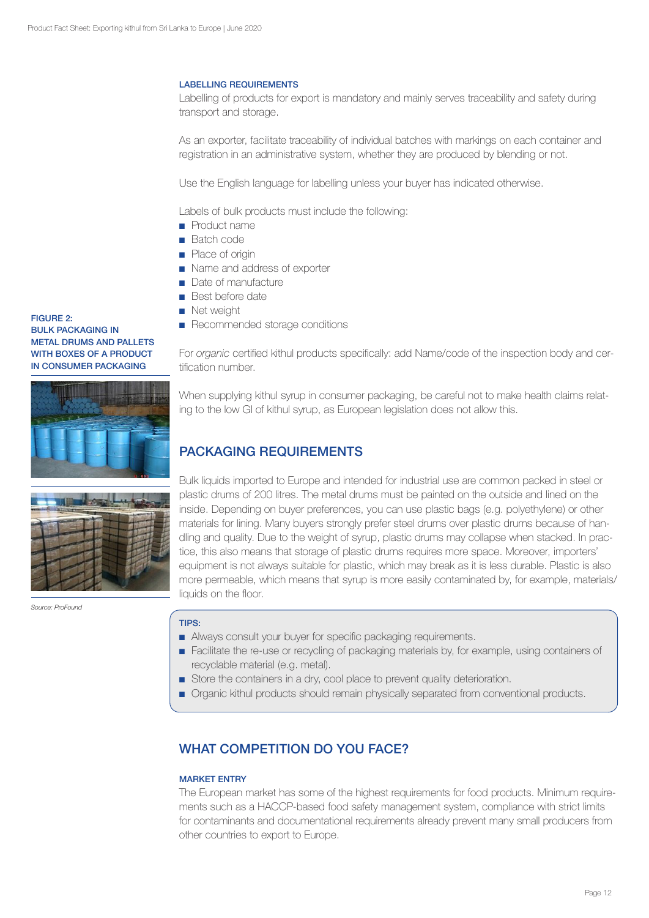### LABELLING REQUIREMENTS

Labelling of products for export is mandatory and mainly serves traceability and safety during transport and storage.

As an exporter, facilitate traceability of individual batches with markings on each container and registration in an administrative system, whether they are produced by blending or not.

Use the English language for labelling unless your buyer has indicated otherwise.

Labels of bulk products must include the following:

- Product name
- Batch code
- Place of origin
- Name and address of exporter
- Date of manufacture
- Best before date
- Net weight
- Recommended storage conditions

For *organic* certified kithul products specifically: add Name/code of the inspection body and certification number.

When supplying kithul syrup in consumer packaging, be careful not to make health claims relating to the low GI of kithul syrup, as European legislation does not allow this.

FIGURE 2: BULK PACKAGING IN METAL DRUMS AND PALLETS WITH BOXES OF A PRODUCT IN CONSUMER PACKAGING

*Source: ProFound*

## PACKAGING REQUIREMENTS

Bulk liquids imported to Europe and intended for industrial use are common packed in steel or plastic drums of 200 litres. The metal drums must be painted on the outside and lined on the inside. Depending on buyer preferences, you can use plastic bags (e.g. polyethylene) or other materials for lining. Many buyers strongly prefer steel drums over plastic drums because of handling and quality. Due to the weight of syrup, plastic drums may collapse when stacked. In practice, this also means that storage of plastic drums requires more space. Moreover, importers' equipment is not always suitable for plastic, which may break as it is less durable. Plastic is also more permeable, which means that syrup is more easily contaminated by, for example, materials/liquids on the floor.

**TIPS:**

- Always consult your buyer for specific packaging requirements.
- Facilitate the re-use or recycling of packaging materials by, for example, using containers of recyclable material (e.g. metal).
- Store the containers in a dry, cool place to prevent quality deterioration.
- Organic kithul products should remain physically separated from conventional products.

## WHAT COMPETITION DO YOU FACE?

### MARKET ENTRY

The European market has some of the highest requirements for food products. Minimum requirements such as a HACCP-based food safety management system, compliance with strict limits for contaminants and documentational requirements already prevent many small producers from other countries to export to Europe.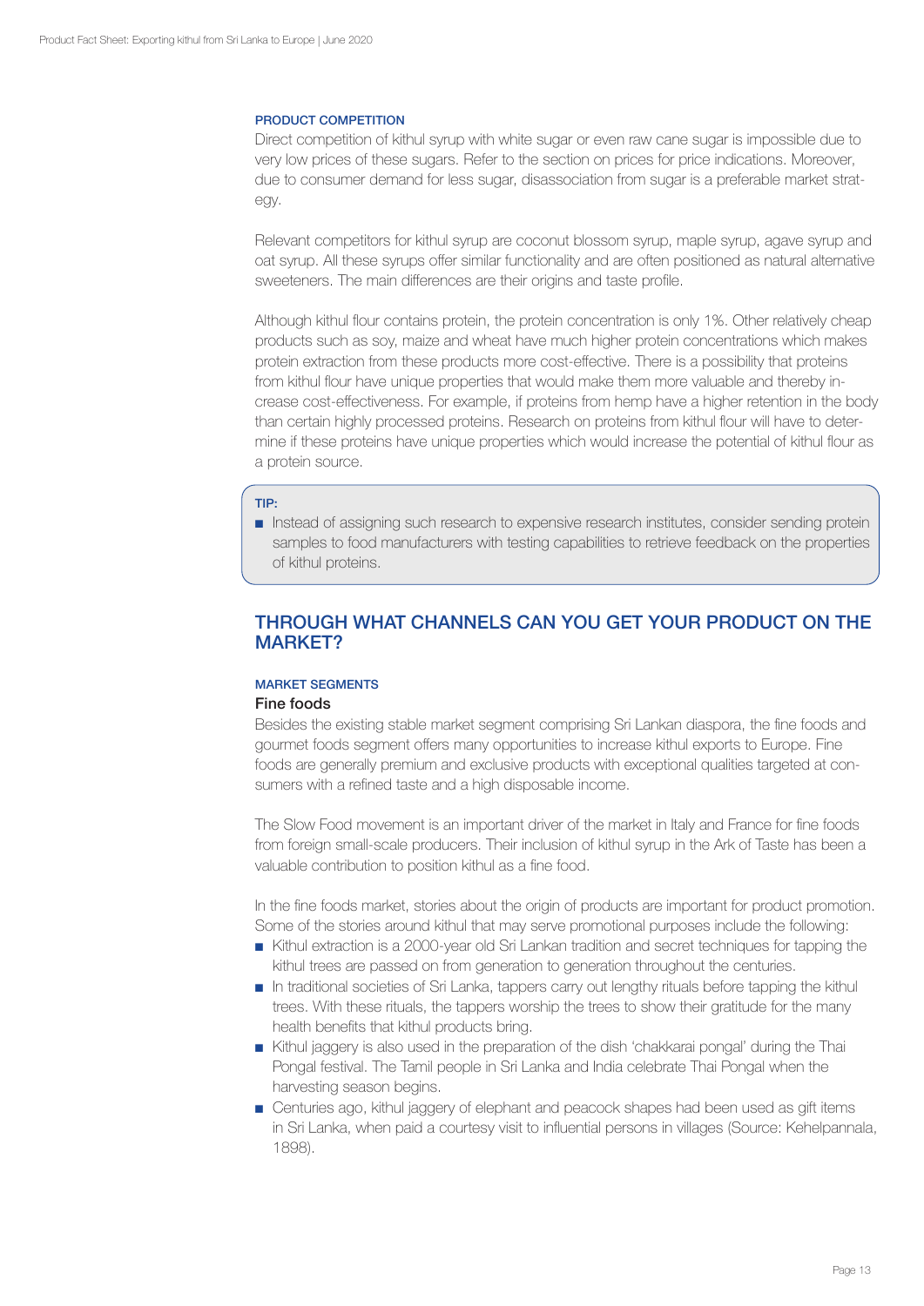#### PRODUCT COMPETITION

Direct competition of kithul syrup with white sugar or even raw cane sugar is impossible due to very low prices of these sugars. Refer to the section on prices for price indications. Moreover, due to consumer demand for less sugar, disassociation from sugar is a preferable market strategy.

Relevant competitors for kithul syrup are coconut blossom syrup, maple syrup, agave syrup and oat syrup. All these syrups offer similar functionality and are often positioned as natural alternative sweeteners. The main differences are their origins and taste profile.

Although kithul flour contains protein, the protein concentration is only 1%. Other relatively cheap products such as soy, maize and wheat have much higher protein concentrations which makes protein extraction from these products more cost-effective. There is a possibility that proteins from kithul flour have unique properties that would make them more valuable and thereby increase cost-effectiveness. For example, if proteins from hemp have a higher retention in the body than certain highly processed proteins. Research on proteins from kithul flour will have to determine if these proteins have unique properties which would increase the potential of kithul flour as a protein source.

**TIP:**

- Instead of assigning such research to expensive research institutes, consider sending protein samples to food manufacturers with testing capabilities to retrieve feedback on the properties of kithul proteins.

## THROUGH WHAT CHANNELS CAN YOU GET YOUR PRODUCT ON THE MARKET?

#### MARKET SEGMENTS

**Fine foods**

Besides the existing stable market segment comprising Sri Lankan diaspora, the fine foods and gourmet foods segment offers many opportunities to increase kithul exports to Europe. Fine foods are generally premium and exclusive products with exceptional qualities targeted at consumers with a refined taste and a high disposable income.

The Slow Food movement is an important driver of the market in Italy and France for fine foods from foreign small-scale producers. Their inclusion of kithul syrup in the Ark of Taste has been a valuable contribution to position kithul as a fine food.

In the fine foods market, stories about the origin of products are important for product promotion. Some of the stories around kithul that may serve promotional purposes include the following:

- Kithul extraction is a 2000-year old Sri Lankan tradition and secret techniques for tapping the kithul trees are passed on from generation to generation throughout the centuries.
- In traditional societies of Sri Lanka, tappers carry out lengthy rituals before tapping the kithul trees. With these rituals, the tappers worship the trees to show their gratitude for the many health benefits that kithul products bring.
- Kithul jaggery is also used in the preparation of the dish 'chakkarai pongal' during the Thai Pongal festival. The Tamil people in Sri Lanka and India celebrate Thai Pongal when the harvesting season begins.
- Centuries ago, kithul jaggery of elephant and peacock shapes had been used as gift items in Sri Lanka, when paid a courtesy visit to influential persons in villages (Source: Kehelpannala, 1898).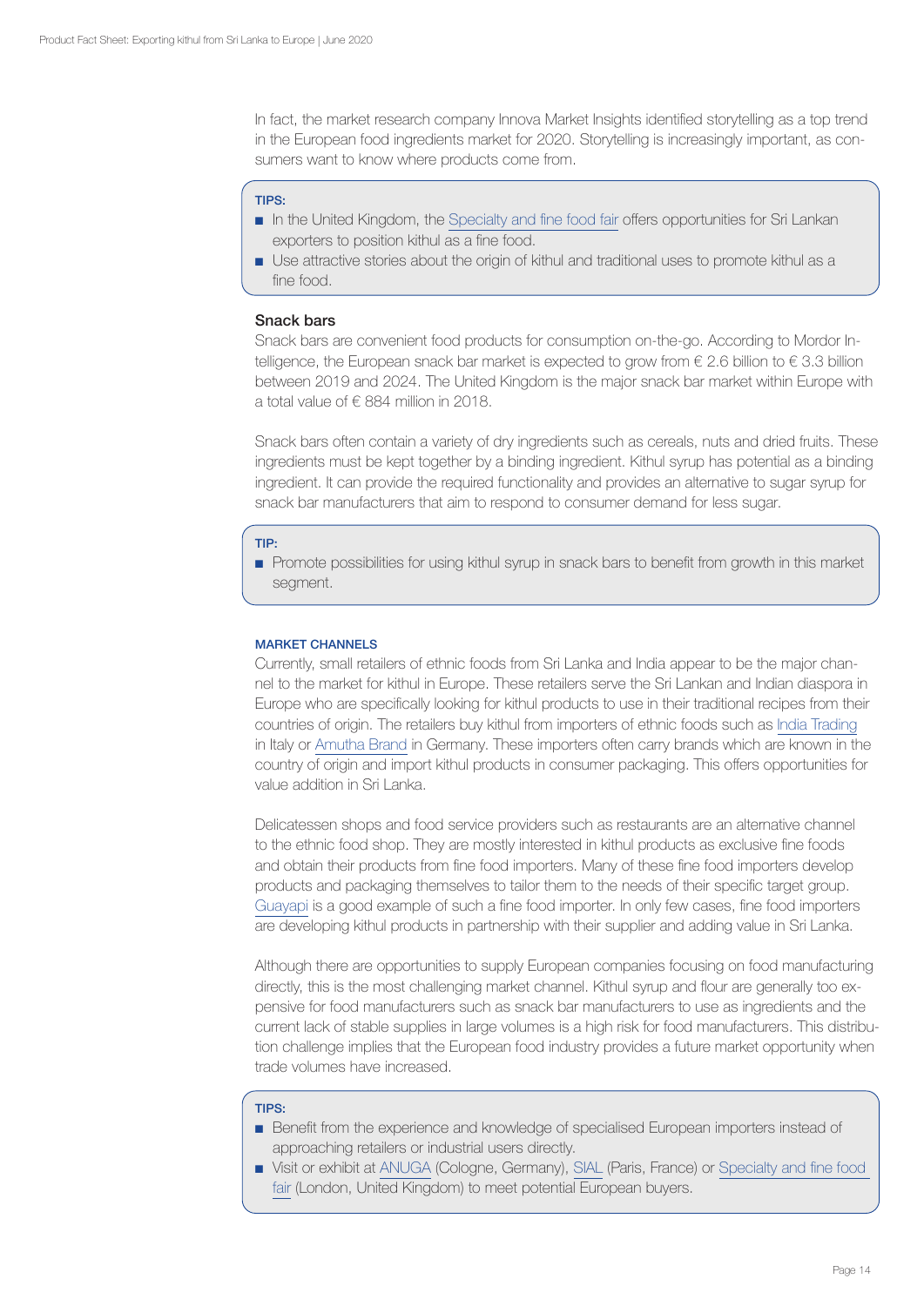In fact, the market research company Innova Market Insights identified storytelling as a top trend in the European food ingredients market for 2020. Storytelling is increasingly important, as consumers want to know where products come from.

**TIPS:**

- In the United Kingdom, the Specialty and fine food fair offers opportunities for Sri Lankan exporters to position kithul as a fine food.
- Use attractive stories about the origin of kithul and traditional uses to promote kithul as a fine food.

### Snack bars

Snack bars are convenient food products for consumption on-the-go. According to Mordor Intelligence, the European snack bar market is expected to grow from € 2.6 billion to € 3.3 billion between 2019 and 2024. The United Kingdom is the major snack bar market within Europe with a total value of € 884 million in 2018.

Snack bars often contain a variety of dry ingredients such as cereals, nuts and dried fruits. These ingredients must be kept together by a binding ingredient. Kithul syrup has potential as a binding ingredient. It can provide the required functionality and provides an alternative to sugar syrup for snack bar manufacturers that aim to respond to consumer demand for less sugar.

**TIP:**

- Promote possibilities for using kithul syrup in snack bars to benefit from growth in this market segment.

## MARKET CHANNELS

Currently, small retailers of ethnic foods from Sri Lanka and India appear to be the major channel to the market for kithul in Europe. These retailers serve the Sri Lankan and Indian diaspora in Europe who are specifically looking for kithul products to use in their traditional recipes from their countries of origin. The retailers buy kithul from importers of ethnic foods such as India Trading in Italy or Amutha Brand in Germany. These importers often carry brands which are known in the country of origin and import kithul products in consumer packaging. This offers opportunities for value addition in Sri Lanka.

Delicatessen shops and food service providers such as restaurants are an alternative channel to the ethnic food shop. They are mostly interested in kithul products as exclusive fine foods and obtain their products from fine food importers. Many of these fine food importers develop products and packaging themselves to tailor them to the needs of their specific target group. Guayapi is a good example of such a fine food importer. In only few cases, fine food importers are developing kithul products in partnership with their supplier and adding value in Sri Lanka.

Although there are opportunities to supply European companies focusing on food manufacturing directly, this is the most challenging market channel. Kithul syrup and flour are generally too expensive for food manufacturers such as snack bar manufacturers to use as ingredients and the current lack of stable supplies in large volumes is a high risk for food manufacturers. This distribution challenge implies that the European food industry provides a future market opportunity when trade volumes have increased.

**TIPS:**

- Benefit from the experience and knowledge of specialised European importers instead of approaching retailers or industrial users directly.
- Visit or exhibit at ANUGA (Cologne, Germany), SIAL (Paris, France) or Specialty and fine food fair (London, United Kingdom) to meet potential European buyers.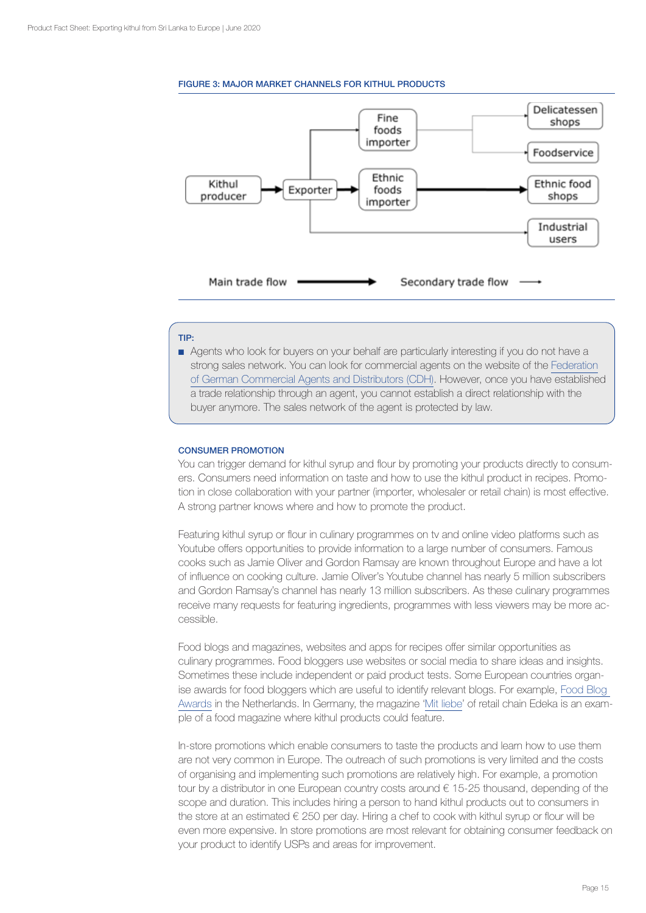#### FIGURE 3: MAJOR MARKET CHANNELS FOR KITHUL PRODUCTS

Kithul producer → Exporter → Fine foods importer → Delicatessen shops / Foodservice

Exporter → Ethnic foods importer → Ethnic food shops

Exporter → Industrial users

Main trade flow → Secondary trade flow →

**TIP:**

- Agents who look for buyers on your behalf are particularly interesting if you do not have a strong sales network. You can look for commercial agents on the website of the Federation of German Commercial Agents and Distributors (CDH). However, once you have established a trade relationship through an agent, you cannot establish a direct relationship with the buyer anymore. The sales network of the agent is protected by law.

#### CONSUMER PROMOTION

You can trigger demand for kithul syrup and flour by promoting your products directly to consumers. Consumers need information on taste and how to use the kithul product in recipes. Promotion in close collaboration with your partner (importer, wholesaler or retail chain) is most effective. A strong partner knows where and how to promote the product.

Featuring kithul syrup or flour in culinary programmes on tv and online video platforms such as Youtube offers opportunities to provide information to a large number of consumers. Famous cooks such as Jamie Oliver and Gordon Ramsay are known throughout Europe and have a lot of influence on cooking culture. Jamie Oliver's Youtube channel has nearly 5 million subscribers and Gordon Ramsay's channel has nearly 13 million subscribers. As these culinary programmes receive many requests for featuring ingredients, programmes with less viewers may be more accessible.

Food blogs and magazines, websites and apps for recipes offer similar opportunities as culinary programmes. Food bloggers use websites or social media to share ideas and insights. Sometimes these include independent or paid product tests. Some European countries organise awards for food bloggers which are useful to identify relevant blogs. For example, Food Blog Awards in the Netherlands. In Germany, the magazine 'Mit liebe' of retail chain Edeka is an example of a food magazine where kithul products could feature.

In-store promotions which enable consumers to taste the products and learn how to use them are not very common in Europe. The outreach of such promotions is very limited and the costs of organising and implementing such promotions are relatively high. For example, a promotion tour by a distributor in one European country costs around € 15-25 thousand, depending of the scope and duration. This includes hiring a person to hand kithul products out to consumers in the store at an estimated € 250 per day. Hiring a chef to cook with kithul syrup or flour will be even more expensive. In store promotions are most relevant for obtaining consumer feedback on your product to identify USPs and areas for improvement.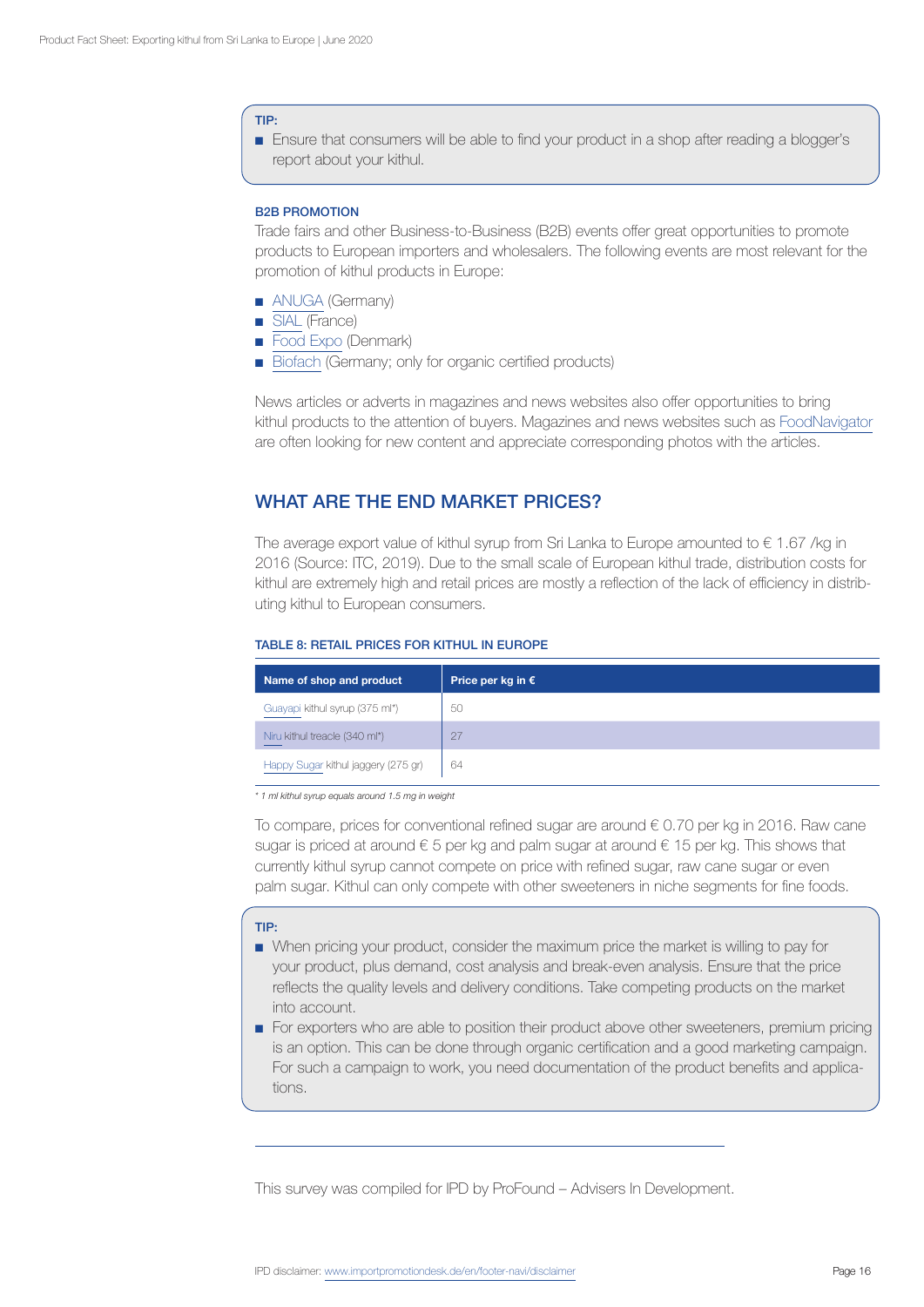**TIP:**

- Ensure that consumers will be able to find your product in a shop after reading a blogger's report about your kithul.

#### B2B PROMOTION

Trade fairs and other Business-to-Business (B2B) events offer great opportunities to promote products to European importers and wholesalers. The following events are most relevant for the promotion of kithul products in Europe:

- ANUGA (Germany)
- SIAL (France)
- Food Expo (Denmark)
- Biofach (Germany; only for organic certified products)

News articles or adverts in magazines and news websites also offer opportunities to bring kithul products to the attention of buyers. Magazines and news websites such as FoodNavigator are often looking for new content and appreciate corresponding photos with the articles.

## WHAT ARE THE END MARKET PRICES?

The average export value of kithul syrup from Sri Lanka to Europe amounted to € 1.67 /kg in 2016 (Source: ITC, 2019). Due to the small scale of European kithul trade, distribution costs for kithul are extremely high and retail prices are mostly a reflection of the lack of efficiency in distributing kithul to European consumers.

#### TABLE 8: RETAIL PRICES FOR KITHUL IN EUROPE

| Name of shop and product | Price per kg in € |
| --- | --- |
| Guayapi kithul syrup (375 ml*) | 50 |
| Niru kithul treacle (340 ml*) | 27 |
| Happy Sugar kithul jaggery (275 gr) | 64 |

*\* 1 ml kithul syrup equals around 1.5 mg in weight*

To compare, prices for conventional refined sugar are around € 0.70 per kg in 2016. Raw cane sugar is priced at around € 5 per kg and palm sugar at around € 15 per kg. This shows that currently kithul syrup cannot compete on price with refined sugar, raw cane sugar or even palm sugar. Kithul can only compete with other sweeteners in niche segments for fine foods.

**TIP:**

- When pricing your product, consider the maximum price the market is willing to pay for your product, plus demand, cost analysis and break-even analysis. Ensure that the price reflects the quality levels and delivery conditions. Take competing products on the market into account.
- For exporters who are able to position their product above other sweeteners, premium pricing is an option. This can be done through organic certification and a good marketing campaign. For such a campaign to work, you need documentation of the product benefits and applications.

---

This survey was compiled for IPD by ProFound – Advisers In Development.

IPD disclaimer: www.importpromotiondesk.de/en/footer-navi/disclaimer